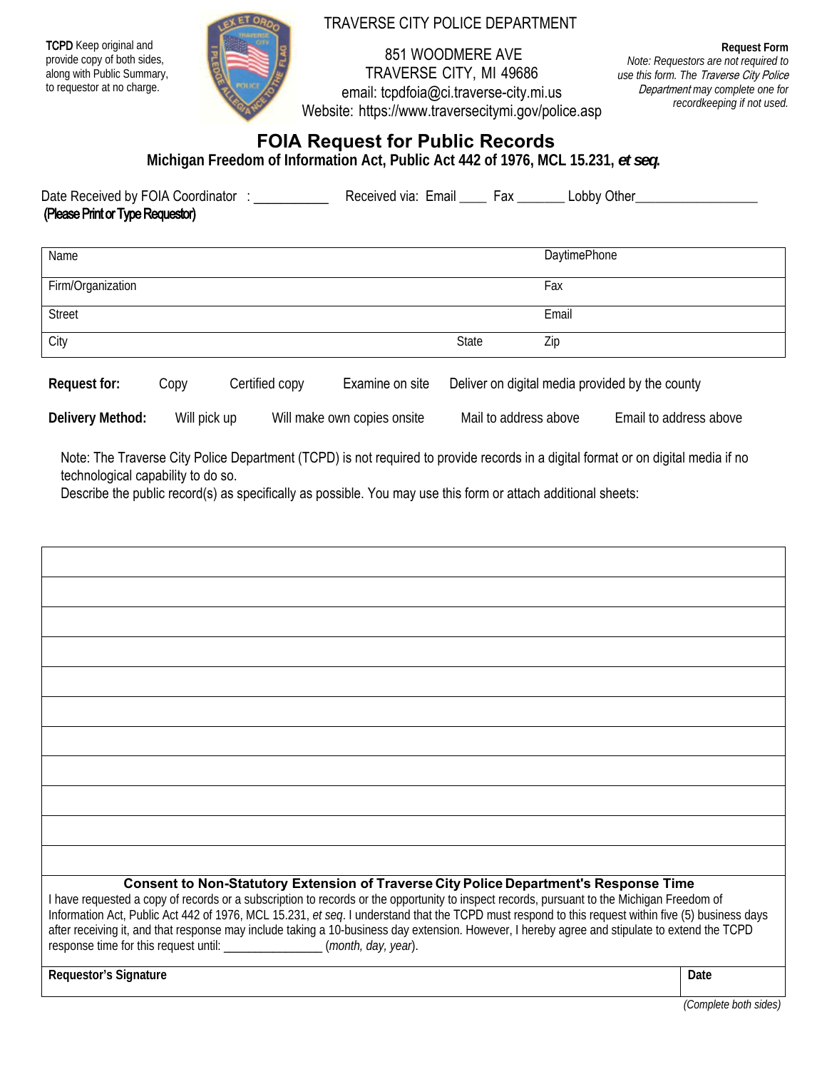**TCPD** Keep original and provide copy of both sides, along with Public Summary, to requestor at no charge.

TRAVERSE CITY POLICE DEPARTMENT

851 WOODMERE AVE
TRAVERSE CITY, MI 49686
email: tcpdfoia@ci.traverse-city.mi.us
Website: https://www.traversecitymi.gov/police.asp

**Request Form**
*Note: Requestors are not required to use this form. The Traverse City Police Department may complete one for recordkeeping if not used.*

# FOIA Request for Public Records

**Michigan Freedom of Information Act, Public Act 442 of 1976, MCL 15.231, *et seq.***

Date Received by FOIA Coordinator : ___________ Received via: Email ____ Fax _______ Lobby Other___________________

**(Please Print or Type Requestor)**

| Name | | DaytimePhone |
|---|---|---|
| Firm/Organization | | Fax |
| Street | | Email |
| City | State | Zip |

**Request for:** Copy Certified copy Examine on site Deliver on digital media provided by the county

**Delivery Method:** Will pick up Will make own copies onsite Mail to address above Email to address above

Note: The Traverse City Police Department (TCPD) is not required to provide records in a digital format or on digital media if no technological capability to do so.

Describe the public record(s) as specifically as possible. You may use this form or attach additional sheets:

| |
|---|
| |
| |
| |
| |
| |
| |
| |
| |
| |
| |

**Consent to Non-Statutory Extension of Traverse City Police Department's Response Time**

I have requested a copy of records or a subscription to records or the opportunity to inspect records, pursuant to the Michigan Freedom of Information Act, Public Act 442 of 1976, MCL 15.231, *et seq*. I understand that the TCPD must respond to this request within five (5) business days after receiving it, and that response may include taking a 10-business day extension. However, I hereby agree and stipulate to extend the TCPD response time for this request until: ________________ (*month, day, year*).

| **Requestor's Signature** | **Date** |
|---|---|

*(Complete both sides)*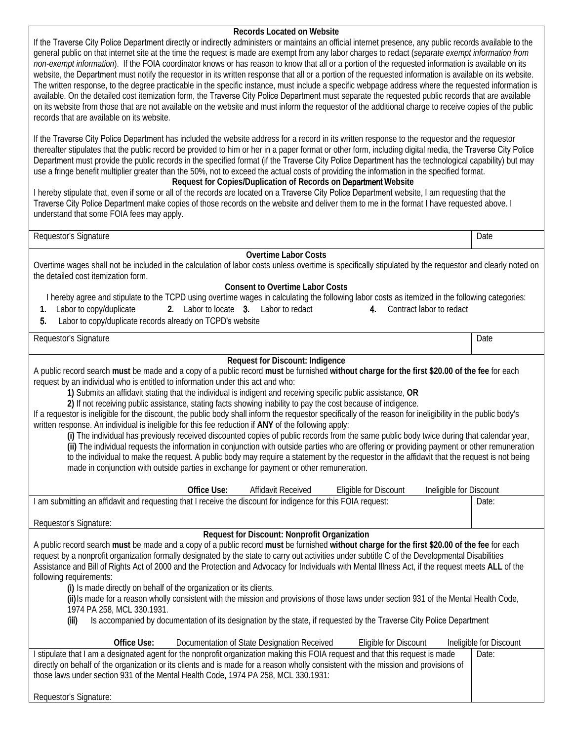### Records Located on Website

If the Traverse City Police Department directly or indirectly administers or maintains an official internet presence, any public records available to the general public on that internet site at the time the request is made are exempt from any labor charges to redact (*separate exempt information from non-exempt information*). If the FOIA coordinator knows or has reason to know that all or a portion of the requested information is available on its website, the Department must notify the requestor in its written response that all or a portion of the requested information is available on its website. The written response, to the degree practicable in the specific instance, must include a specific webpage address where the requested information is available. On the detailed cost itemization form, the Traverse City Police Department must separate the requested public records that are available on its website from those that are not available on the website and must inform the requestor of the additional charge to receive copies of the public records that are available on its website.

If the Traverse City Police Department has included the website address for a record in its written response to the requestor and the requestor thereafter stipulates that the public record be provided to him or her in a paper format or other form, including digital media, the Traverse City Police Department must provide the public records in the specified format (if the Traverse City Police Department has the technological capability) but may use a fringe benefit multiplier greater than the 50%, not to exceed the actual costs of providing the information in the specified format.

### Request for Copies/Duplication of Records on Department Website

I hereby stipulate that, even if some or all of the records are located on a Traverse City Police Department website, I am requesting that the Traverse City Police Department make copies of those records on the website and deliver them to me in the format I have requested above. I understand that some FOIA fees may apply.

| Requestor's Signature | Date |
| --- | --- |

### Overtime Labor Costs

Overtime wages shall not be included in the calculation of labor costs unless overtime is specifically stipulated by the requestor and clearly noted on the detailed cost itemization form.

### Consent to Overtime Labor Costs

I hereby agree and stipulate to the TCPD using overtime wages in calculating the following labor costs as itemized in the following categories:

1. Labor to copy/duplicate
2. Labor to locate
3. Labor to redact
4. Contract labor to redact
5. Labor to copy/duplicate records already on TCPD's website

| Requestor's Signature | Date |
| --- | --- |

### Request for Discount: Indigence

A public record search **must** be made and a copy of a public record **must** be furnished **without charge for the first $20.00 of the fee** for each request by an individual who is entitled to information under this act and who:

**1)** Submits an affidavit stating that the individual is indigent and receiving specific public assistance, **OR**
**2)** If not receiving public assistance, stating facts showing inability to pay the cost because of indigence.

If a requestor is ineligible for the discount, the public body shall inform the requestor specifically of the reason for ineligibility in the public body's written response. An individual is ineligible for this fee reduction if **ANY** of the following apply:

**(i)** The individual has previously received discounted copies of public records from the same public body twice during that calendar year,
**(ii)** The individual requests the information in conjunction with outside parties who are offering or providing payment or other remuneration to the individual to make the request. A public body may require a statement by the requestor in the affidavit that the request is not being made in conjunction with outside parties in exchange for payment or other remuneration.

**Office Use:** Affidavit Received Eligible for Discount Ineligible for Discount

| I am submitting an affidavit and requesting that I receive the discount for indigence for this FOIA request:<br><br>Requestor's Signature: | Date: |
| --- | --- |

### Request for Discount: Nonprofit Organization

A public record search **must** be made and a copy of a public record **must** be furnished **without charge for the first $20.00 of the fee** for each request by a nonprofit organization formally designated by the state to carry out activities under subtitle C of the Developmental Disabilities Assistance and Bill of Rights Act of 2000 and the Protection and Advocacy for Individuals with Mental Illness Act, if the request meets **ALL** of the following requirements:

**(i)** Is made directly on behalf of the organization or its clients.
**(ii)** Is made for a reason wholly consistent with the mission and provisions of those laws under section 931 of the Mental Health Code, 1974 PA 258, MCL 330.1931.
**(iii)** Is accompanied by documentation of its designation by the state, if requested by the Traverse City Police Department

**Office Use:** Documentation of State Designation Received Eligible for Discount Ineligible for Discount

| I stipulate that I am a designated agent for the nonprofit organization making this FOIA request and that this request is made directly on behalf of the organization or its clients and is made for a reason wholly consistent with the mission and provisions of those laws under section 931 of the Mental Health Code, 1974 PA 258, MCL 330.1931:<br><br>Requestor's Signature: | Date: |
| --- | --- |